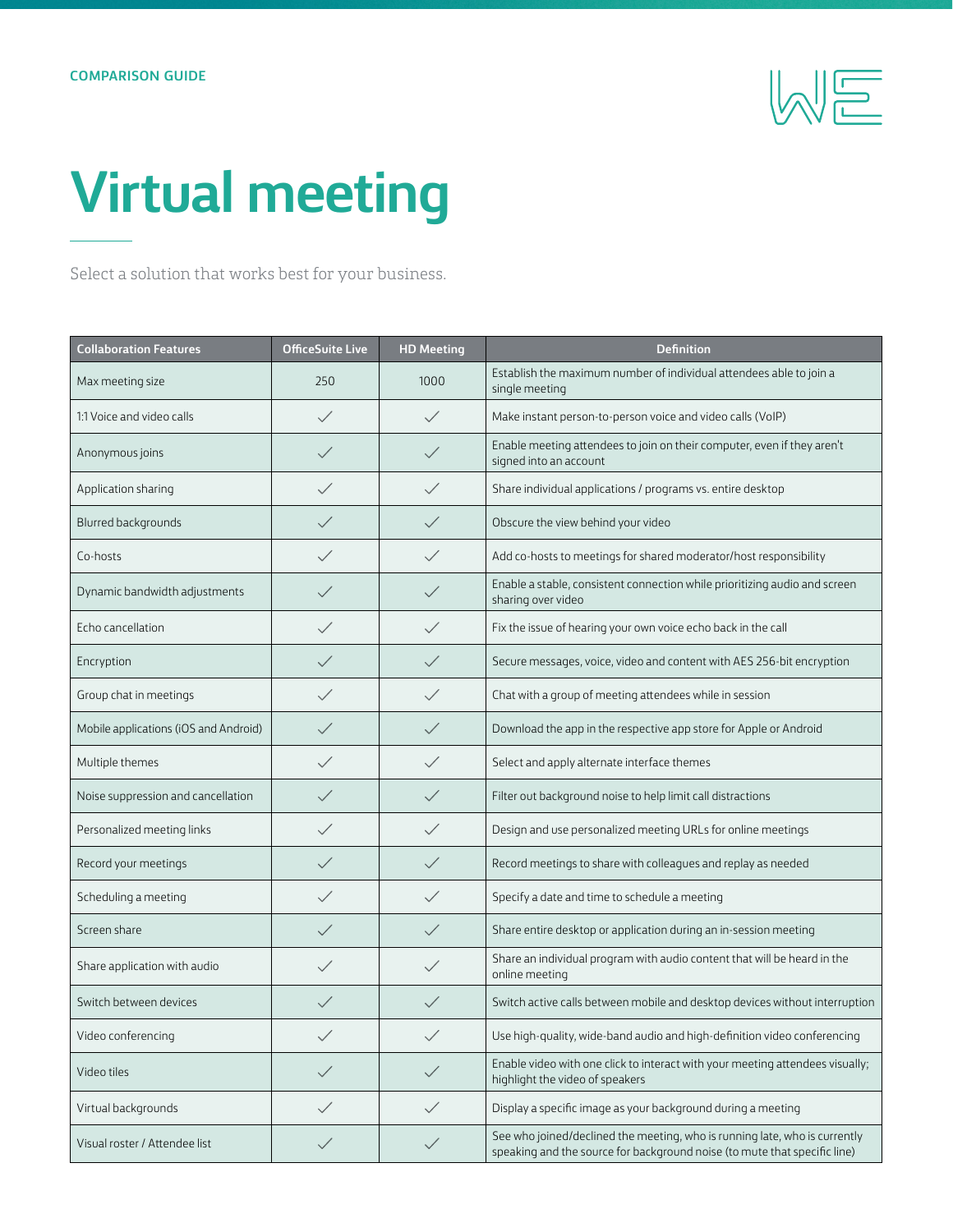COMPARISON GUIDE

# Virtual meeting

Select a solution that works best for your business.

| Collaboration Features | OfficeSuite Live | HD Meeting | Definition |
|---|---|---|---|
| Max meeting size | 250 | 1000 | Establish the maximum number of individual attendees able to join a single meeting |
| 1:1 Voice and video calls | ✓ | ✓ | Make instant person-to-person voice and video calls (VoIP) |
| Anonymous joins | ✓ | ✓ | Enable meeting attendees to join on their computer, even if they aren't signed into an account |
| Application sharing | ✓ | ✓ | Share individual applications / programs vs. entire desktop |
| Blurred backgrounds | ✓ | ✓ | Obscure the view behind your video |
| Co-hosts | ✓ | ✓ | Add co-hosts to meetings for shared moderator/host responsibility |
| Dynamic bandwidth adjustments | ✓ | ✓ | Enable a stable, consistent connection while prioritizing audio and screen sharing over video |
| Echo cancellation | ✓ | ✓ | Fix the issue of hearing your own voice echo back in the call |
| Encryption | ✓ | ✓ | Secure messages, voice, video and content with AES 256-bit encryption |
| Group chat in meetings | ✓ | ✓ | Chat with a group of meeting attendees while in session |
| Mobile applications (iOS and Android) | ✓ | ✓ | Download the app in the respective app store for Apple or Android |
| Multiple themes | ✓ | ✓ | Select and apply alternate interface themes |
| Noise suppression and cancellation | ✓ | ✓ | Filter out background noise to help limit call distractions |
| Personalized meeting links | ✓ | ✓ | Design and use personalized meeting URLs for online meetings |
| Record your meetings | ✓ | ✓ | Record meetings to share with colleagues and replay as needed |
| Scheduling a meeting | ✓ | ✓ | Specify a date and time to schedule a meeting |
| Screen share | ✓ | ✓ | Share entire desktop or application during an in-session meeting |
| Share application with audio | ✓ | ✓ | Share an individual program with audio content that will be heard in the online meeting |
| Switch between devices | ✓ | ✓ | Switch active calls between mobile and desktop devices without interruption |
| Video conferencing | ✓ | ✓ | Use high-quality, wide-band audio and high-definition video conferencing |
| Video tiles | ✓ | ✓ | Enable video with one click to interact with your meeting attendees visually; highlight the video of speakers |
| Virtual backgrounds | ✓ | ✓ | Display a specific image as your background during a meeting |
| Visual roster / Attendee list | ✓ | ✓ | See who joined/declined the meeting, who is running late, who is currently speaking and the source for background noise (to mute that specific line) |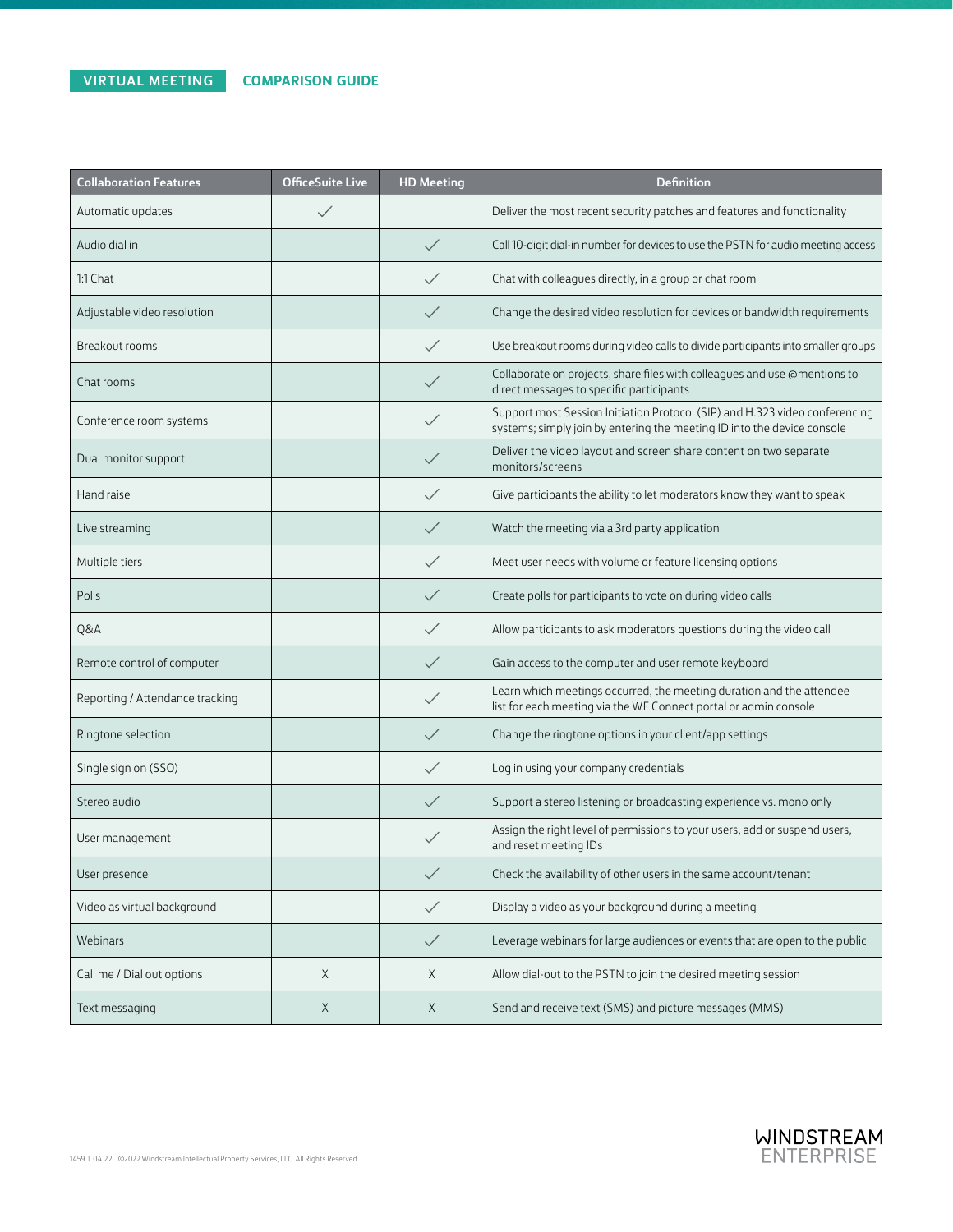**VIRTUAL MEETING** **COMPARISON GUIDE**

| Collaboration Features | OfficeSuite Live | HD Meeting | Definition |
|---|---|---|---|
| Automatic updates | ✓ | | Deliver the most recent security patches and features and functionality |
| Audio dial in | | ✓ | Call 10-digit dial-in number for devices to use the PSTN for audio meeting access |
| 1:1 Chat | | ✓ | Chat with colleagues directly, in a group or chat room |
| Adjustable video resolution | | ✓ | Change the desired video resolution for devices or bandwidth requirements |
| Breakout rooms | | ✓ | Use breakout rooms during video calls to divide participants into smaller groups |
| Chat rooms | | ✓ | Collaborate on projects, share files with colleagues and use @mentions to direct messages to specific participants |
| Conference room systems | | ✓ | Support most Session Initiation Protocol (SIP) and H.323 video conferencing systems; simply join by entering the meeting ID into the device console |
| Dual monitor support | | ✓ | Deliver the video layout and screen share content on two separate monitors/screens |
| Hand raise | | ✓ | Give participants the ability to let moderators know they want to speak |
| Live streaming | | ✓ | Watch the meeting via a 3rd party application |
| Multiple tiers | | ✓ | Meet user needs with volume or feature licensing options |
| Polls | | ✓ | Create polls for participants to vote on during video calls |
| Q&A | | ✓ | Allow participants to ask moderators questions during the video call |
| Remote control of computer | | ✓ | Gain access to the computer and user remote keyboard |
| Reporting / Attendance tracking | | ✓ | Learn which meetings occurred, the meeting duration and the attendee list for each meeting via the WE Connect portal or admin console |
| Ringtone selection | | ✓ | Change the ringtone options in your client/app settings |
| Single sign on (SSO) | | ✓ | Log in using your company credentials |
| Stereo audio | | ✓ | Support a stereo listening or broadcasting experience vs. mono only |
| User management | | ✓ | Assign the right level of permissions to your users, add or suspend users, and reset meeting IDs |
| User presence | | ✓ | Check the availability of other users in the same account/tenant |
| Video as virtual background | | ✓ | Display a video as your background during a meeting |
| Webinars | | ✓ | Leverage webinars for large audiences or events that are open to the public |
| Call me / Dial out options | X | X | Allow dial-out to the PSTN to join the desired meeting session |
| Text messaging | X | X | Send and receive text (SMS) and picture messages (MMS) |

1459 | 04.22 ©2022 Windstream Intellectual Property Services, LLC. All Rights Reserved.

WINDSTREAM ENTERPRISE